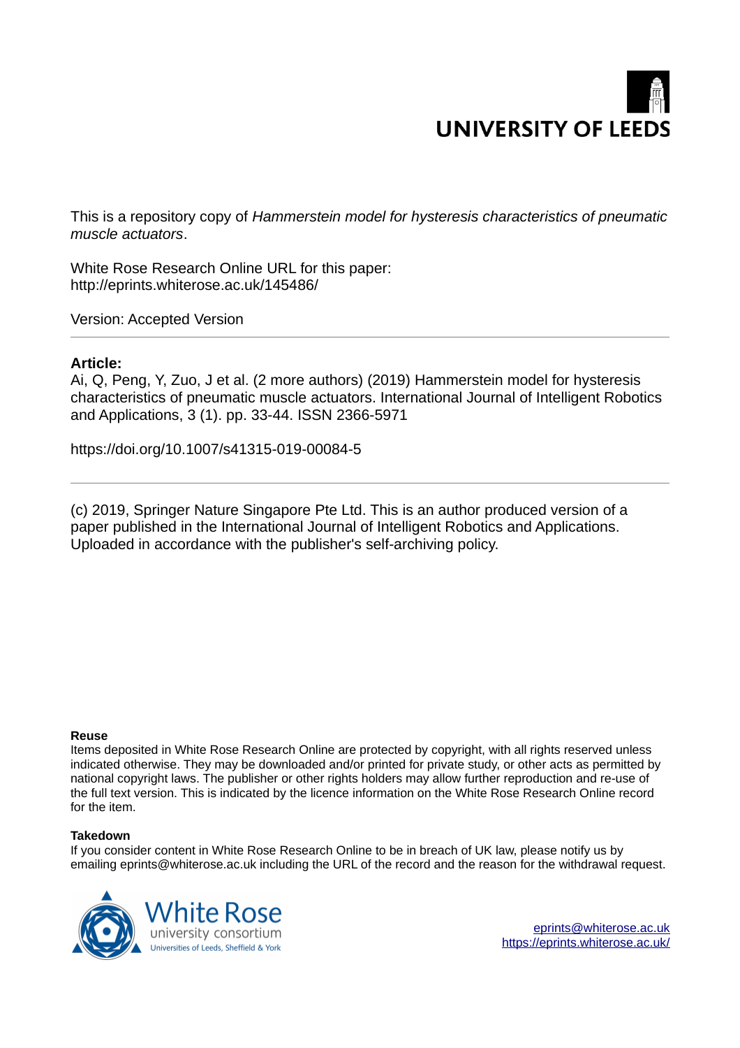UNIVERSITY OF LEEDS

This is a repository copy of *Hammerstein model for hysteresis characteristics of pneumatic muscle actuators*.

White Rose Research Online URL for this paper:
http://eprints.whiterose.ac.uk/145486/

Version: Accepted Version

**Article:**

Ai, Q, Peng, Y, Zuo, J et al. (2 more authors) (2019) Hammerstein model for hysteresis characteristics of pneumatic muscle actuators. International Journal of Intelligent Robotics and Applications, 3 (1). pp. 33-44. ISSN 2366-5971

https://doi.org/10.1007/s41315-019-00084-5

(c) 2019, Springer Nature Singapore Pte Ltd. This is an author produced version of a paper published in the International Journal of Intelligent Robotics and Applications. Uploaded in accordance with the publisher's self-archiving policy.

**Reuse**

Items deposited in White Rose Research Online are protected by copyright, with all rights reserved unless indicated otherwise. They may be downloaded and/or printed for private study, or other acts as permitted by national copyright laws. The publisher or other rights holders may allow further reproduction and re-use of the full text version. This is indicated by the licence information on the White Rose Research Online record for the item.

**Takedown**

If you consider content in White Rose Research Online to be in breach of UK law, please notify us by emailing eprints@whiterose.ac.uk including the URL of the record and the reason for the withdrawal request.

White Rose university consortium
Universities of Leeds, Sheffield & York

eprints@whiterose.ac.uk
https://eprints.whiterose.ac.uk/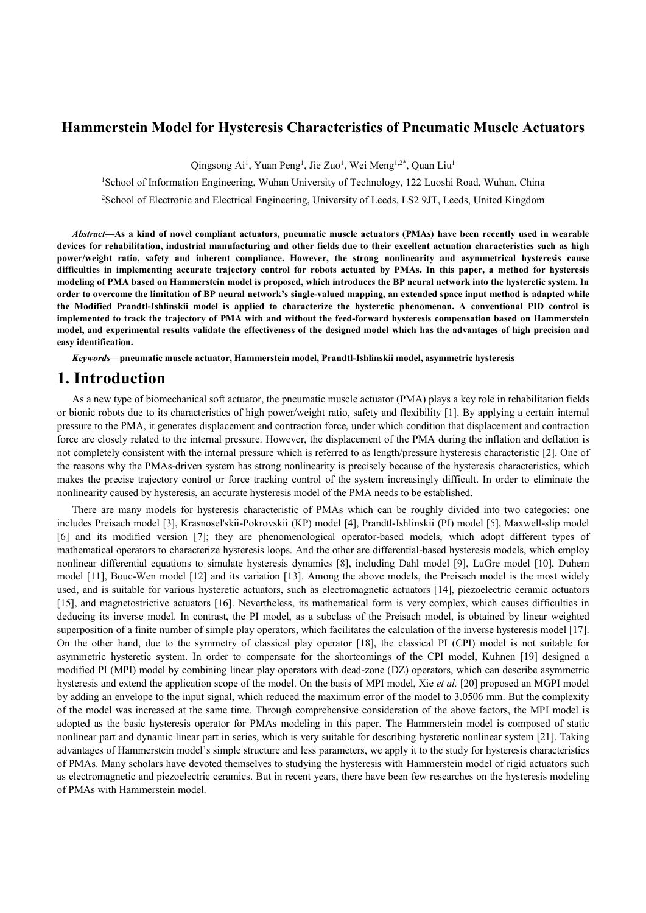# Hammerstein Model for Hysteresis Characteristics of Pneumatic Muscle Actuators

Qingsong Ai[1], Yuan Peng[1], Jie Zuo[1], Wei Meng[1,2*], Quan Liu[1]

[1]School of Information Engineering, Wuhan University of Technology, 122 Luoshi Road, Wuhan, China

[2]School of Electronic and Electrical Engineering, University of Leeds, LS2 9JT, Leeds, United Kingdom

***Abstract*—As a kind of novel compliant actuators, pneumatic muscle actuators (PMAs) have been recently used in wearable devices for rehabilitation, industrial manufacturing and other fields due to their excellent actuation characteristics such as high power/weight ratio, safety and inherent compliance. However, the strong nonlinearity and asymmetrical hysteresis cause difficulties in implementing accurate trajectory control for robots actuated by PMAs. In this paper, a method for hysteresis modeling of PMA based on Hammerstein model is proposed, which introduces the BP neural network into the hysteretic system. In order to overcome the limitation of BP neural network's single-valued mapping, an extended space input method is adapted while the Modified Prandtl-Ishlinskii model is applied to characterize the hysteretic phenomenon. A conventional PID control is implemented to track the trajectory of PMA with and without the feed-forward hysteresis compensation based on Hammerstein model, and experimental results validate the effectiveness of the designed model which has the advantages of high precision and easy identification.**

***Keywords*—pneumatic muscle actuator, Hammerstein model, Prandtl-Ishlinskii model, asymmetric hysteresis**

# 1. Introduction

As a new type of biomechanical soft actuator, the pneumatic muscle actuator (PMA) plays a key role in rehabilitation fields or bionic robots due to its characteristics of high power/weight ratio, safety and flexibility [1]. By applying a certain internal pressure to the PMA, it generates displacement and contraction force, under which condition that displacement and contraction force are closely related to the internal pressure. However, the displacement of the PMA during the inflation and deflation is not completely consistent with the internal pressure which is referred to as length/pressure hysteresis characteristic [2]. One of the reasons why the PMAs-driven system has strong nonlinearity is precisely because of the hysteresis characteristics, which makes the precise trajectory control or force tracking control of the system increasingly difficult. In order to eliminate the nonlinearity caused by hysteresis, an accurate hysteresis model of the PMA needs to be established.

There are many models for hysteresis characteristic of PMAs which can be roughly divided into two categories: one includes Preisach model [3], Krasnosel'skii-Pokrovskii (KP) model [4], Prandtl-Ishlinskii (PI) model [5], Maxwell-slip model [6] and its modified version [7]; they are phenomenological operator-based models, which adopt different types of mathematical operators to characterize hysteresis loops. And the other are differential-based hysteresis models, which employ nonlinear differential equations to simulate hysteresis dynamics [8], including Dahl model [9], LuGre model [10], Duhem model [11], Bouc-Wen model [12] and its variation [13]. Among the above models, the Preisach model is the most widely used, and is suitable for various hysteretic actuators, such as electromagnetic actuators [14], piezoelectric ceramic actuators [15], and magnetostrictive actuators [16]. Nevertheless, its mathematical form is very complex, which causes difficulties in deducing its inverse model. In contrast, the PI model, as a subclass of the Preisach model, is obtained by linear weighted superposition of a finite number of simple play operators, which facilitates the calculation of the inverse hysteresis model [17]. On the other hand, due to the symmetry of classical play operator [18], the classical PI (CPI) model is not suitable for asymmetric hysteretic system. In order to compensate for the shortcomings of the CPI model, Kuhnen [19] designed a modified PI (MPI) model by combining linear play operators with dead-zone (DZ) operators, which can describe asymmetric hysteresis and extend the application scope of the model. On the basis of MPI model, Xie *et al.* [20] proposed an MGPI model by adding an envelope to the input signal, which reduced the maximum error of the model to 3.0506 mm. But the complexity of the model was increased at the same time. Through comprehensive consideration of the above factors, the MPI model is adopted as the basic hysteresis operator for PMAs modeling in this paper. The Hammerstein model is composed of static nonlinear part and dynamic linear part in series, which is very suitable for describing hysteretic nonlinear system [21]. Taking advantages of Hammerstein model's simple structure and less parameters, we apply it to the study for hysteresis characteristics of PMAs. Many scholars have devoted themselves to studying the hysteresis with Hammerstein model of rigid actuators such as electromagnetic and piezoelectric ceramics. But in recent years, there have been few researches on the hysteresis modeling of PMAs with Hammerstein model.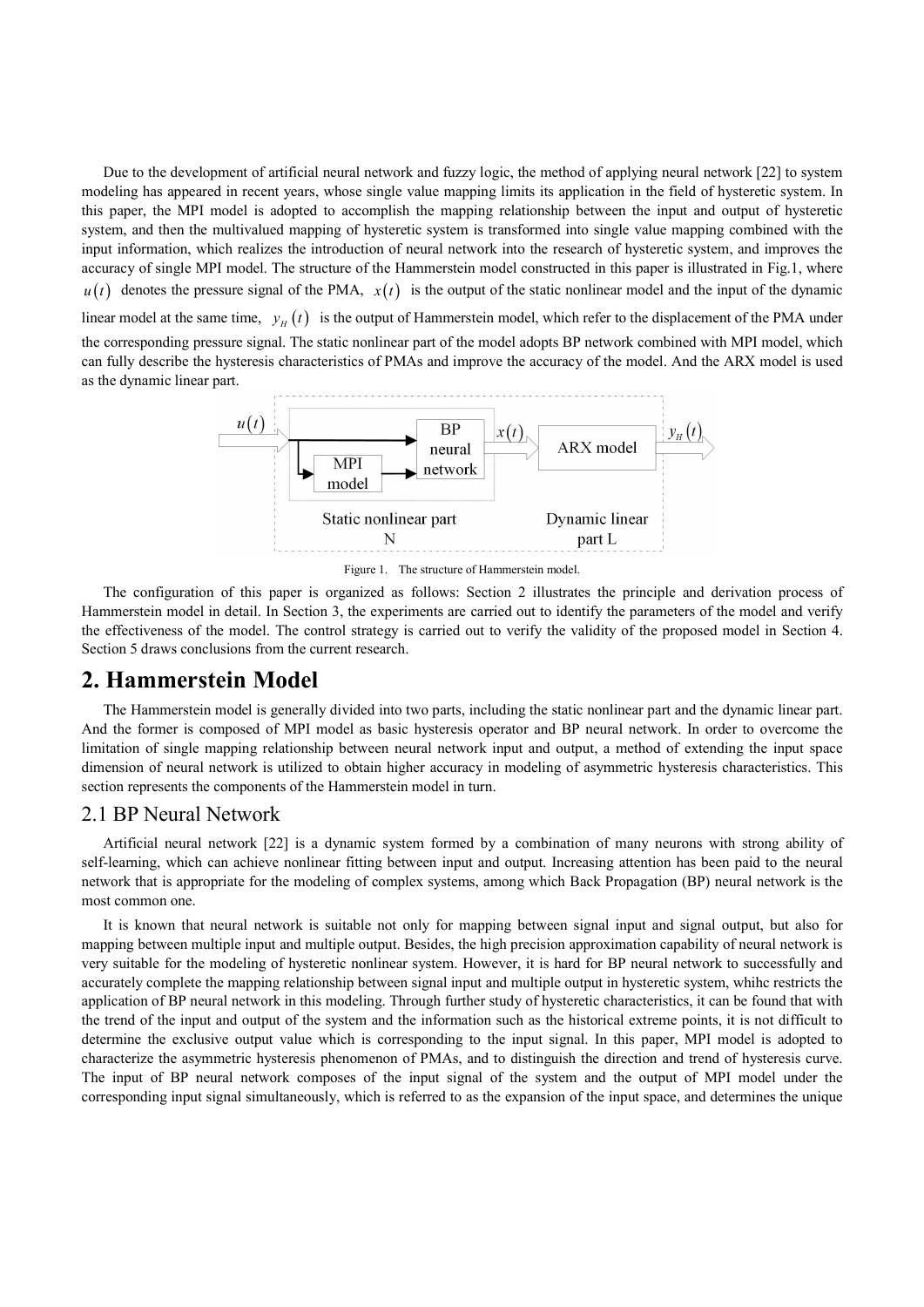Due to the development of artificial neural network and fuzzy logic, the method of applying neural network [22] to system modeling has appeared in recent years, whose single value mapping limits its application in the field of hysteretic system. In this paper, the MPI model is adopted to accomplish the mapping relationship between the input and output of hysteretic system, and then the multivalued mapping of hysteretic system is transformed into single value mapping combined with the input information, which realizes the introduction of neural network into the research of hysteretic system, and improves the accuracy of single MPI model. The structure of the Hammerstein model constructed in this paper is illustrated in Fig.1, where $u(t)$ denotes the pressure signal of the PMA, $x(t)$ is the output of the static nonlinear model and the input of the dynamic linear model at the same time, $y_H(t)$ is the output of Hammerstein model, which refer to the displacement of the PMA under the corresponding pressure signal. The static nonlinear part of the model adopts BP network combined with MPI model, which can fully describe the hysteresis characteristics of PMAs and improve the accuracy of the model. And the ARX model is used as the dynamic linear part.

Figure 1. The structure of Hammerstein model.

The configuration of this paper is organized as follows: Section 2 illustrates the principle and derivation process of Hammerstein model in detail. In Section 3, the experiments are carried out to identify the parameters of the model and verify the effectiveness of the model. The control strategy is carried out to verify the validity of the proposed model in Section 4. Section 5 draws conclusions from the current research.

# 2. Hammerstein Model

The Hammerstein model is generally divided into two parts, including the static nonlinear part and the dynamic linear part. And the former is composed of MPI model as basic hysteresis operator and BP neural network. In order to overcome the limitation of single mapping relationship between neural network input and output, a method of extending the input space dimension of neural network is utilized to obtain higher accuracy in modeling of asymmetric hysteresis characteristics. This section represents the components of the Hammerstein model in turn.

## 2.1 BP Neural Network

Artificial neural network [22] is a dynamic system formed by a combination of many neurons with strong ability of self-learning, which can achieve nonlinear fitting between input and output. Increasing attention has been paid to the neural network that is appropriate for the modeling of complex systems, among which Back Propagation (BP) neural network is the most common one.

It is known that neural network is suitable not only for mapping between signal input and signal output, but also for mapping between multiple input and multiple output. Besides, the high precision approximation capability of neural network is very suitable for the modeling of hysteretic nonlinear system. However, it is hard for BP neural network to successfully and accurately complete the mapping relationship between signal input and multiple output in hysteretic system, whihc restricts the application of BP neural network in this modeling. Through further study of hysteretic characteristics, it can be found that with the trend of the input and output of the system and the information such as the historical extreme points, it is not difficult to determine the exclusive output value which is corresponding to the input signal. In this paper, MPI model is adopted to characterize the asymmetric hysteresis phenomenon of PMAs, and to distinguish the direction and trend of hysteresis curve. The input of BP neural network composes of the input signal of the system and the output of MPI model under the corresponding input signal simultaneously, which is referred to as the expansion of the input space, and determines the unique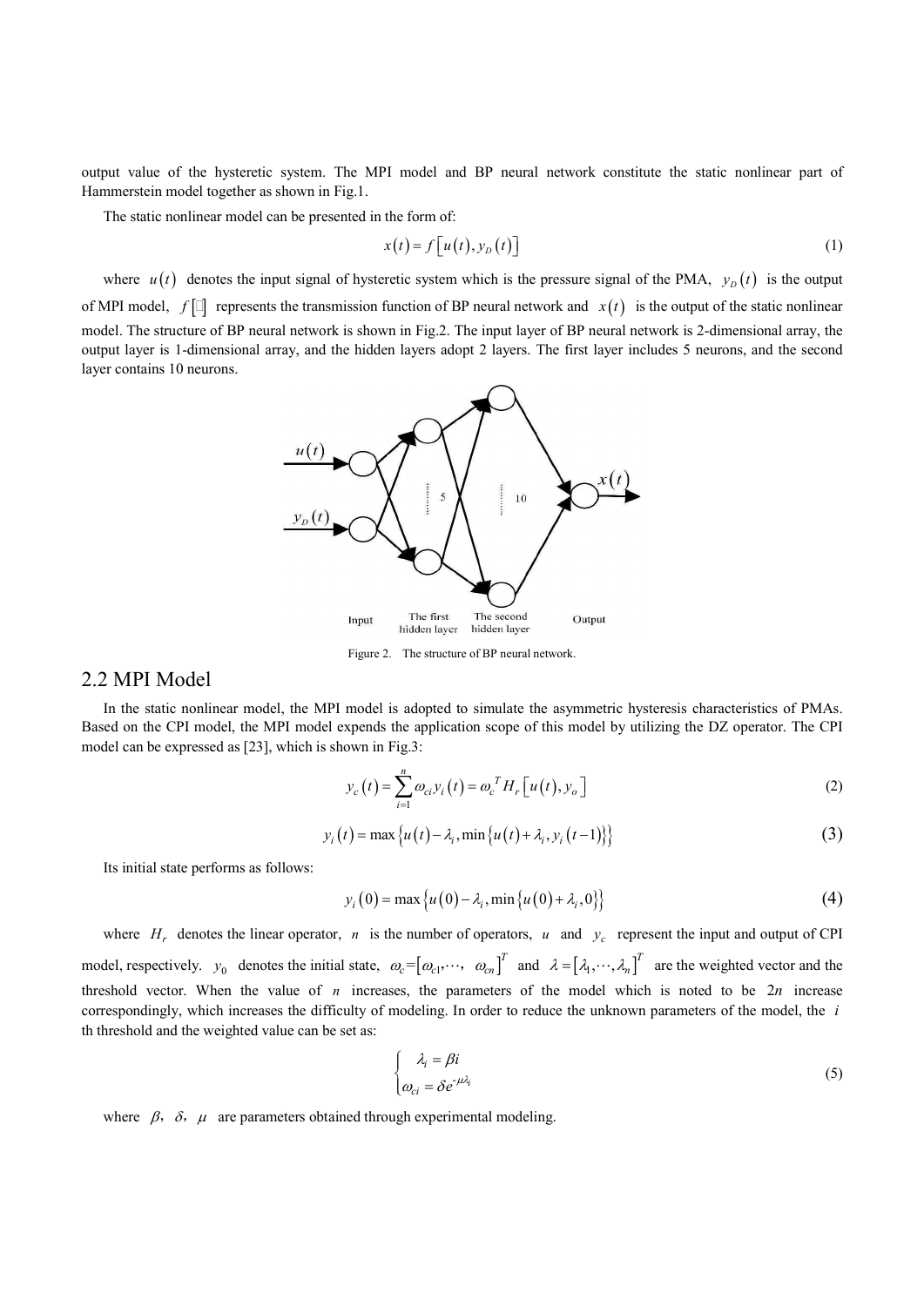output value of the hysteretic system. The MPI model and BP neural network constitute the static nonlinear part of Hammerstein model together as shown in Fig.1.

The static nonlinear model can be presented in the form of:

$$x(t) = f\left[u(t), y_D(t)\right] \tag{1}$$

where $u(t)$ denotes the input signal of hysteretic system which is the pressure signal of the PMA, $y_D(t)$ is the output of MPI model, $f[\cdot]$ represents the transmission function of BP neural network and $x(t)$ is the output of the static nonlinear model. The structure of BP neural network is shown in Fig.2. The input layer of BP neural network is 2-dimensional array, the output layer is 1-dimensional array, and the hidden layers adopt 2 layers. The first layer includes 5 neurons, and the second layer contains 10 neurons.

Figure 2. The structure of BP neural network.

## 2.2 MPI Model

In the static nonlinear model, the MPI model is adopted to simulate the asymmetric hysteresis characteristics of PMAs. Based on the CPI model, the MPI model expends the application scope of this model by utilizing the DZ operator. The CPI model can be expressed as [23], which is shown in Fig.3:

$$y_c(t) = \sum_{i=1}^{n} \omega_{ci} y_i(t) = \omega_c^T H_r\left[u(t), y_o\right] \tag{2}$$

$$y_i(t) = \max\left\{u(t) - \lambda_i, \min\left\{u(t) + \lambda_i, y_i(t-1)\right\}\right\} \tag{3}$$

Its initial state performs as follows:

$$y_i(0) = \max\left\{u(0) - \lambda_i, \min\left\{u(0) + \lambda_i, 0\right\}\right\} \tag{4}$$

where $H_r$ denotes the linear operator, $n$ is the number of operators, $u$ and $y_c$ represent the input and output of CPI model, respectively. $y_0$ denotes the initial state, $\omega_c = \left[\omega_{c1}, \cdots, \omega_{cn}\right]^T$ and $\lambda = \left[\lambda_1, \cdots, \lambda_n\right]^T$ are the weighted vector and the threshold vector. When the value of $n$ increases, the parameters of the model which is noted to be $2n$ increase correspondingly, which increases the difficulty of modeling. In order to reduce the unknown parameters of the model, the $i$ th threshold and the weighted value can be set as:

$$\begin{cases} \lambda_i = \beta i \\ \omega_{ci} = \delta e^{-\mu \lambda_i} \end{cases} \tag{5}$$

where $\beta$, $\delta$, $\mu$ are parameters obtained through experimental modeling.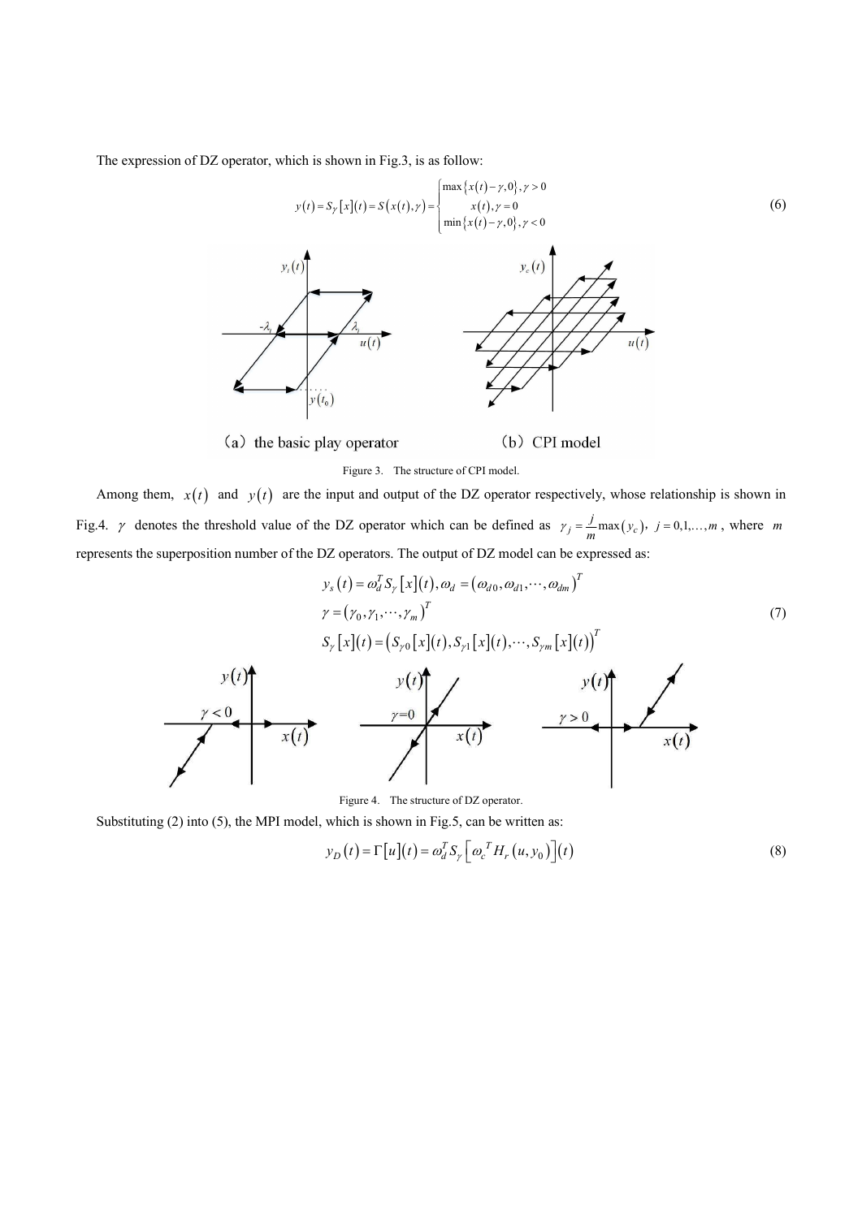The expression of DZ operator, which is shown in Fig.3, is as follow:

$$y(t)=S_{\gamma}[x](t)=S(x(t),\gamma)=\begin{cases}\max\{x(t)-\gamma,0\},\gamma>0\\ x(t),\gamma=0\\ \min\{x(t)-\gamma,0\},\gamma<0\end{cases} \tag{6}$$

(a) the basic play operator (b) CPI model

Figure 3. The structure of CPI model.

Among them, $x(t)$ and $y(t)$ are the input and output of the DZ operator respectively, whose relationship is shown in Fig.4. $\gamma$ denotes the threshold value of the DZ operator which can be defined as $\gamma_j=\frac{j}{m}\max(y_c)$, $j=0,1,\ldots,m$, where $m$ represents the superposition number of the DZ operators. The output of DZ model can be expressed as:

$$\begin{aligned}&y_s(t)=\omega_d^T S_{\gamma}[x](t),\omega_d=(\omega_{d0},\omega_{d1},\cdots,\omega_{dm})^T\\&\gamma=(\gamma_0,\gamma_1,\cdots,\gamma_m)^T\\&S_{\gamma}[x](t)=(S_{\gamma 0}[x](t),S_{\gamma 1}[x](t),\cdots,S_{\gamma m}[x](t))^T\end{aligned} \tag{7}$$

Figure 4. The structure of DZ operator.

Substituting (2) into (5), the MPI model, which is shown in Fig.5, can be written as:

$$y_D(t)=\Gamma[u](t)=\omega_d^T S_{\gamma}\left[\omega_c^{\ T} H_r(u,y_0)\right](t) \tag{8}$$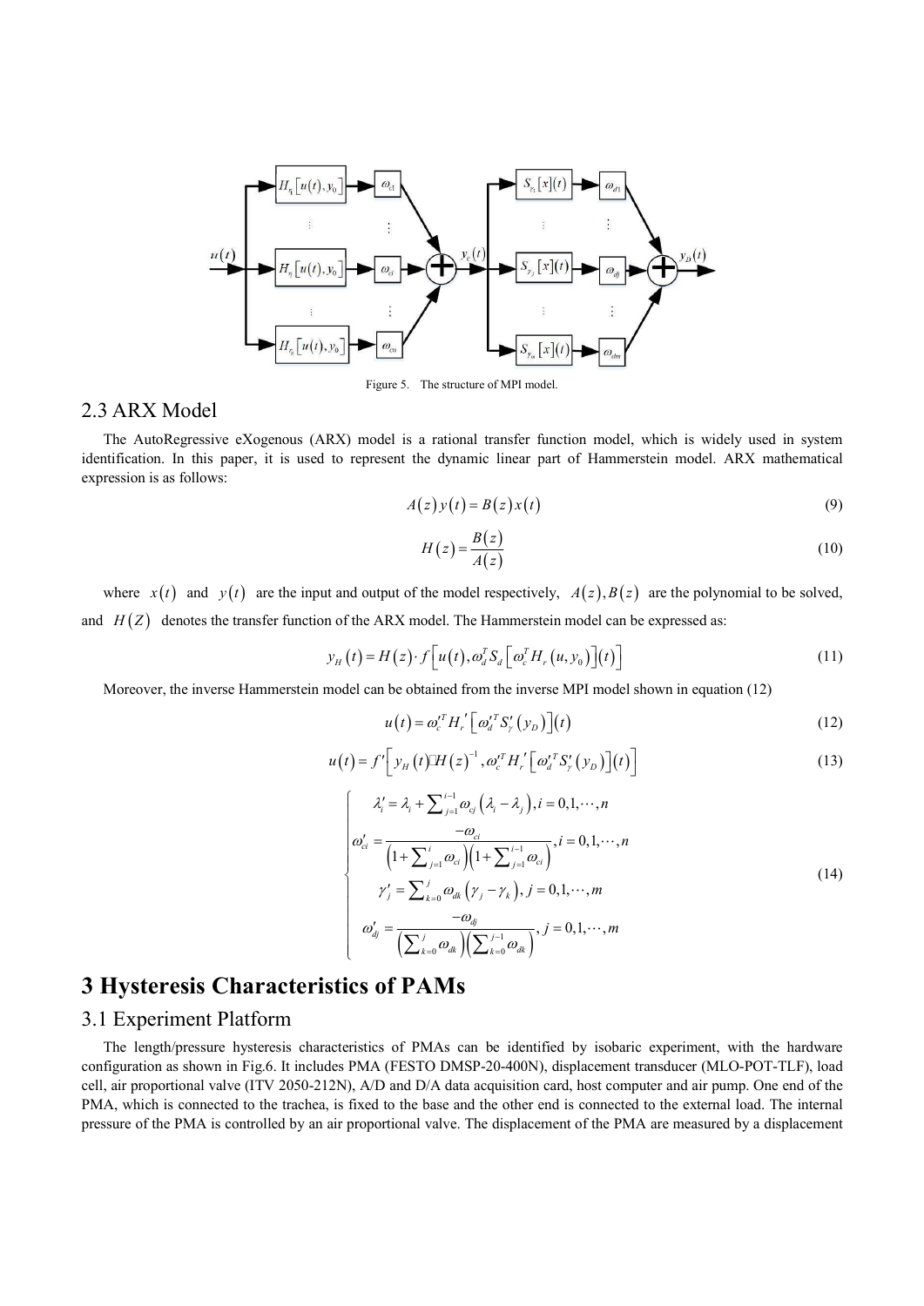Figure 5. The structure of MPI model.

## 2.3 ARX Model

The AutoRegressive eXogenous (ARX) model is a rational transfer function model, which is widely used in system identification. In this paper, it is used to represent the dynamic linear part of Hammerstein model. ARX mathematical expression is as follows:

$$A(z)y(t) = B(z)x(t) \tag{9}$$

$$H(z) = \frac{B(z)}{A(z)} \tag{10}$$

where $x(t)$ and $y(t)$ are the input and output of the model respectively, $A(z), B(z)$ are the polynomial to be solved, and $H(Z)$ denotes the transfer function of the ARX model. The Hammerstein model can be expressed as:

$$y_H(t) = H(z) \cdot f\left[u(t), \omega_d^T S_d\left[\omega_c^T H_r(u, y_0)\right](t)\right] \tag{11}$$

Moreover, the inverse Hammerstein model can be obtained from the inverse MPI model shown in equation (12)

$$u(t) = \omega_c'^T H_r'\left[\omega_d'^T S_\gamma'(y_D)\right](t) \tag{12}$$

$$u(t) = f'\left[y_H(t) \cdot H(z)^{-1}, \omega_c'^T H_r'\left[\omega_d'^T S_\gamma'(y_D)\right](t)\right] \tag{13}$$

$$\begin{cases} \lambda_i' = \lambda_i + \sum_{j=1}^{i-1} \omega_{cj}\left(\lambda_i - \lambda_j\right), i = 0,1,\cdots,n \\ \omega_{ci}' = \dfrac{-\omega_{ci}}{\left(1+\sum_{j=1}^{i}\omega_{ci}\right)\left(1+\sum_{j=1}^{i-1}\omega_{ci}\right)}, i = 0,1,\cdots,n \\ \gamma_j' = \sum_{k=0}^{j} \omega_{dk}\left(\gamma_j - \gamma_k\right), j = 0,1,\cdots,m \\ \omega_{dj}' = \dfrac{-\omega_{dj}}{\left(\sum_{k=0}^{j}\omega_{dk}\right)\left(\sum_{k=0}^{j-1}\omega_{dk}\right)}, j = 0,1,\cdots,m \end{cases} \tag{14}$$

# 3 Hysteresis Characteristics of PAMs

## 3.1 Experiment Platform

The length/pressure hysteresis characteristics of PMAs can be identified by isobaric experiment, with the hardware configuration as shown in Fig.6. It includes PMA (FESTO DMSP-20-400N), displacement transducer (MLO-POT-TLF), load cell, air proportional valve (ITV 2050-212N), A/D and D/A data acquisition card, host computer and air pump. One end of the PMA, which is connected to the trachea, is fixed to the base and the other end is connected to the external load. The internal pressure of the PMA is controlled by an air proportional valve. The displacement of the PMA are measured by a displacement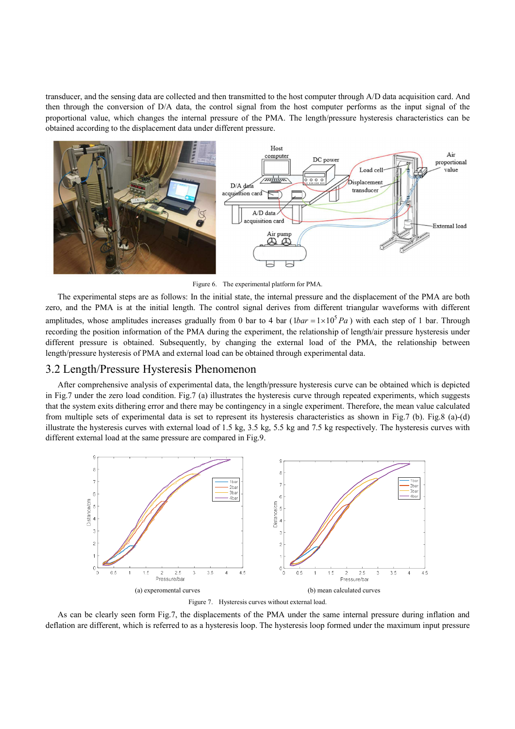transducer, and the sensing data are collected and then transmitted to the host computer through A/D data acquisition card. And then through the conversion of D/A data, the control signal from the host computer performs as the input signal of the proportional value, which changes the internal pressure of the PMA. The length/pressure hysteresis characteristics can be obtained according to the displacement data under different pressure.

Figure 6. The experimental platform for PMA.

The experimental steps are as follows: In the initial state, the internal pressure and the displacement of the PMA are both zero, and the PMA is at the initial length. The control signal derives from different triangular waveforms with different amplitudes, whose amplitudes increases gradually from 0 bar to 4 bar ( $1bar = 1\times10^5 Pa$ ) with each step of 1 bar. Through recording the position information of the PMA during the experiment, the relationship of length/air pressure hysteresis under different pressure is obtained. Subsequently, by changing the external load of the PMA, the relationship between length/pressure hysteresis of PMA and external load can be obtained through experimental data.

## 3.2 Length/Pressure Hysteresis Phenomenon

After comprehensive analysis of experimental data, the length/pressure hysteresis curve can be obtained which is depicted in Fig.7 under the zero load condition. Fig.7 (a) illustrates the hysteresis curve through repeated experiments, which suggests that the system exits dithering error and there may be contingency in a single experiment. Therefore, the mean value calculated from multiple sets of experimental data is set to represent its hysteresis characteristics as shown in Fig.7 (b). Fig.8 (a)-(d) illustrate the hysteresis curves with external load of 1.5 kg, 3.5 kg, 5.5 kg and 7.5 kg respectively. The hysteresis curves with different external load at the same pressure are compared in Fig.9.

(a) experomental curves

(b) mean calculated curves

Figure 7. Hysteresis curves without external load.

As can be clearly seen form Fig.7, the displacements of the PMA under the same internal pressure during inflation and deflation are different, which is referred to as a hysteresis loop. The hysteresis loop formed under the maximum input pressure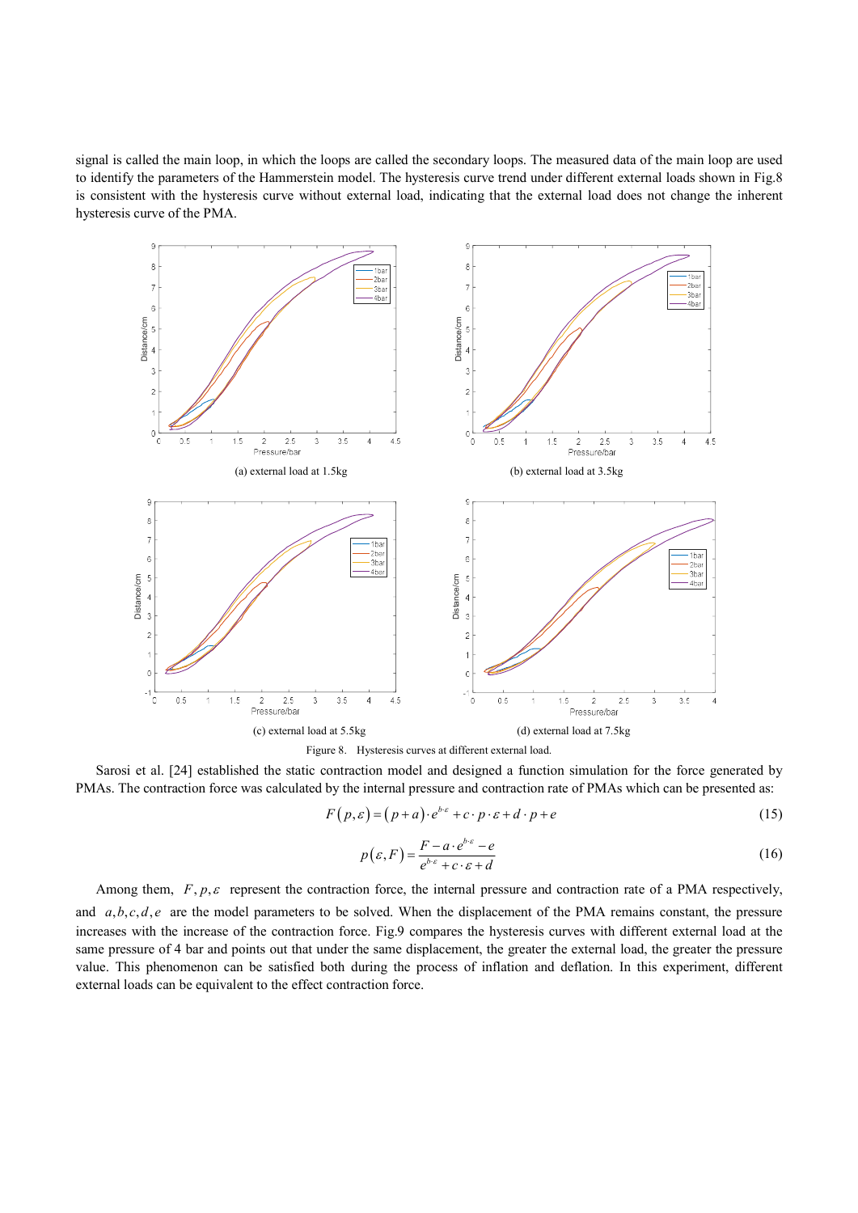signal is called the main loop, in which the loops are called the secondary loops. The measured data of the main loop are used to identify the parameters of the Hammerstein model. The hysteresis curve trend under different external loads shown in Fig.8 is consistent with the hysteresis curve without external load, indicating that the external load does not change the inherent hysteresis curve of the PMA.

(a) external load at 1.5kg

(b) external load at 3.5kg

(c) external load at 5.5kg

(d) external load at 7.5kg

Figure 8. Hysteresis curves at different external load.

Sarosi et al. [24] established the static contraction model and designed a function simulation for the force generated by PMAs. The contraction force was calculated by the internal pressure and contraction rate of PMAs which can be presented as:

$$F(p,\varepsilon) = (p+a)\cdot e^{b\cdot\varepsilon} + c\cdot p\cdot\varepsilon + d\cdot p + e \tag{15}$$

$$p(\varepsilon,F) = \frac{F - a\cdot e^{b\cdot\varepsilon} - e}{e^{b\cdot\varepsilon} + c\cdot\varepsilon + d} \tag{16}$$

Among them, $F, p, \varepsilon$ represent the contraction force, the internal pressure and contraction rate of a PMA respectively, and $a, b, c, d, e$ are the model parameters to be solved. When the displacement of the PMA remains constant, the pressure increases with the increase of the contraction force. Fig.9 compares the hysteresis curves with different external load at the same pressure of 4 bar and points out that under the same displacement, the greater the external load, the greater the pressure value. This phenomenon can be satisfied both during the process of inflation and deflation. In this experiment, different external loads can be equivalent to the effect contraction force.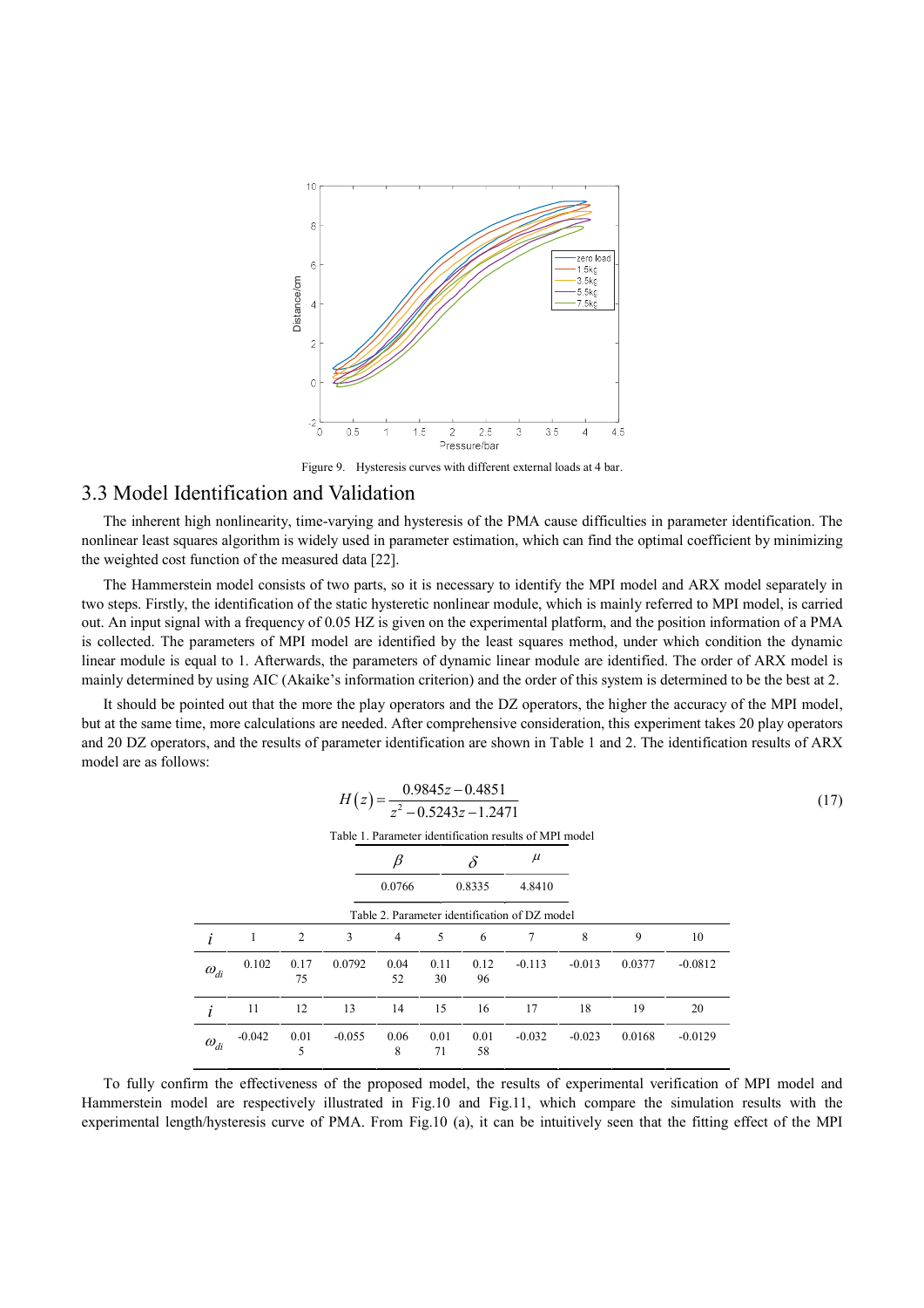Figure 9. Hysteresis curves with different external loads at 4 bar.

## 3.3 Model Identification and Validation

The inherent high nonlinearity, time-varying and hysteresis of the PMA cause difficulties in parameter identification. The nonlinear least squares algorithm is widely used in parameter estimation, which can find the optimal coefficient by minimizing the weighted cost function of the measured data [22].

The Hammerstein model consists of two parts, so it is necessary to identify the MPI model and ARX model separately in two steps. Firstly, the identification of the static hysteretic nonlinear module, which is mainly referred to MPI model, is carried out. An input signal with a frequency of 0.05 HZ is given on the experimental platform, and the position information of a PMA is collected. The parameters of MPI model are identified by the least squares method, under which condition the dynamic linear module is equal to 1. Afterwards, the parameters of dynamic linear module are identified. The order of ARX model is mainly determined by using AIC (Akaike's information criterion) and the order of this system is determined to be the best at 2.

It should be pointed out that the more the play operators and the DZ operators, the higher the accuracy of the MPI model, but at the same time, more calculations are needed. After comprehensive consideration, this experiment takes 20 play operators and 20 DZ operators, and the results of parameter identification are shown in Table 1 and 2. The identification results of ARX model are as follows:

$$H(z) = \frac{0.9845z - 0.4851}{z^2 - 0.5243z - 1.2471} \tag{17}$$

Table 1. Parameter identification results of MPI model

| $\beta$ | $\delta$ | $\mu$ |
|---|---|---|
| 0.0766 | 0.8335 | 4.8410 |

Table 2. Parameter identification of DZ model

| $i$ | 1 | 2 | 3 | 4 | 5 | 6 | 7 | 8 | 9 | 10 |
|---|---|---|---|---|---|---|---|---|---|---|
| $\omega_{di}$ | 0.102 | 0.1775 | 0.0792 | 0.0452 | 0.1130 | 0.1296 | -0.113 | -0.013 | 0.0377 | -0.0812 |
| $i$ | 11 | 12 | 13 | 14 | 15 | 16 | 17 | 18 | 19 | 20 |
| $\omega_{di}$ | -0.042 | 0.015 | -0.055 | 0.068 | 0.0171 | 0.0158 | -0.032 | -0.023 | 0.0168 | -0.0129 |

To fully confirm the effectiveness of the proposed model, the results of experimental verification of MPI model and Hammerstein model are respectively illustrated in Fig.10 and Fig.11, which compare the simulation results with the experimental length/hysteresis curve of PMA. From Fig.10 (a), it can be intuitively seen that the fitting effect of the MPI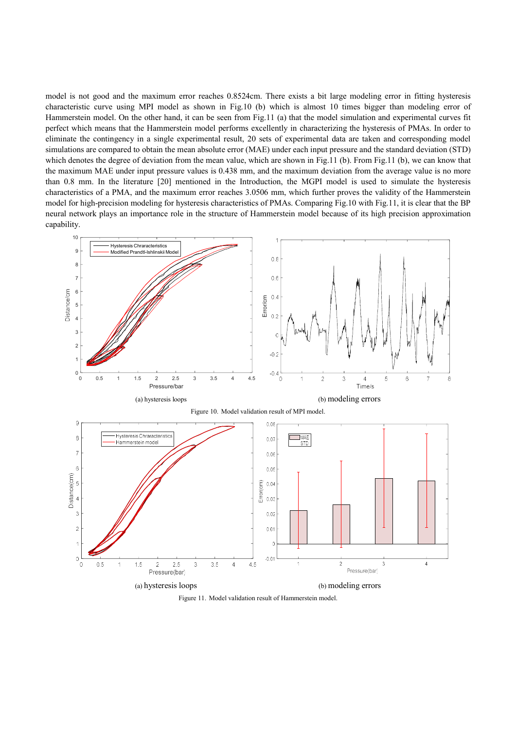model is not good and the maximum error reaches 0.8524cm. There exists a bit large modeling error in fitting hysteresis characteristic curve using MPI model as shown in Fig.10 (b) which is almost 10 times bigger than modeling error of Hammerstein model. On the other hand, it can be seen from Fig.11 (a) that the model simulation and experimental curves fit perfect which means that the Hammerstein model performs excellently in characterizing the hysteresis of PMAs. In order to eliminate the contingency in a single experimental result, 20 sets of experimental data are taken and corresponding model simulations are compared to obtain the mean absolute error (MAE) under each input pressure and the standard deviation (STD) which denotes the degree of deviation from the mean value, which are shown in Fig.11 (b). From Fig.11 (b), we can know that the maximum MAE under input pressure values is 0.438 mm, and the maximum deviation from the average value is no more than 0.8 mm. In the literature [20] mentioned in the Introduction, the MGPI model is used to simulate the hysteresis characteristics of a PMA, and the maximum error reaches 3.0506 mm, which further proves the validity of the Hammerstein model for high-precision modeling for hysteresis characteristics of PMAs. Comparing Fig.10 with Fig.11, it is clear that the BP neural network plays an importance role in the structure of Hammerstein model because of its high precision approximation capability.

(a) hysteresis loops

(b) modeling errors

Figure 10. Model validation result of MPI model.

(a) hysteresis loops

(b) modeling errors

Figure 11. Model validation result of Hammerstein model.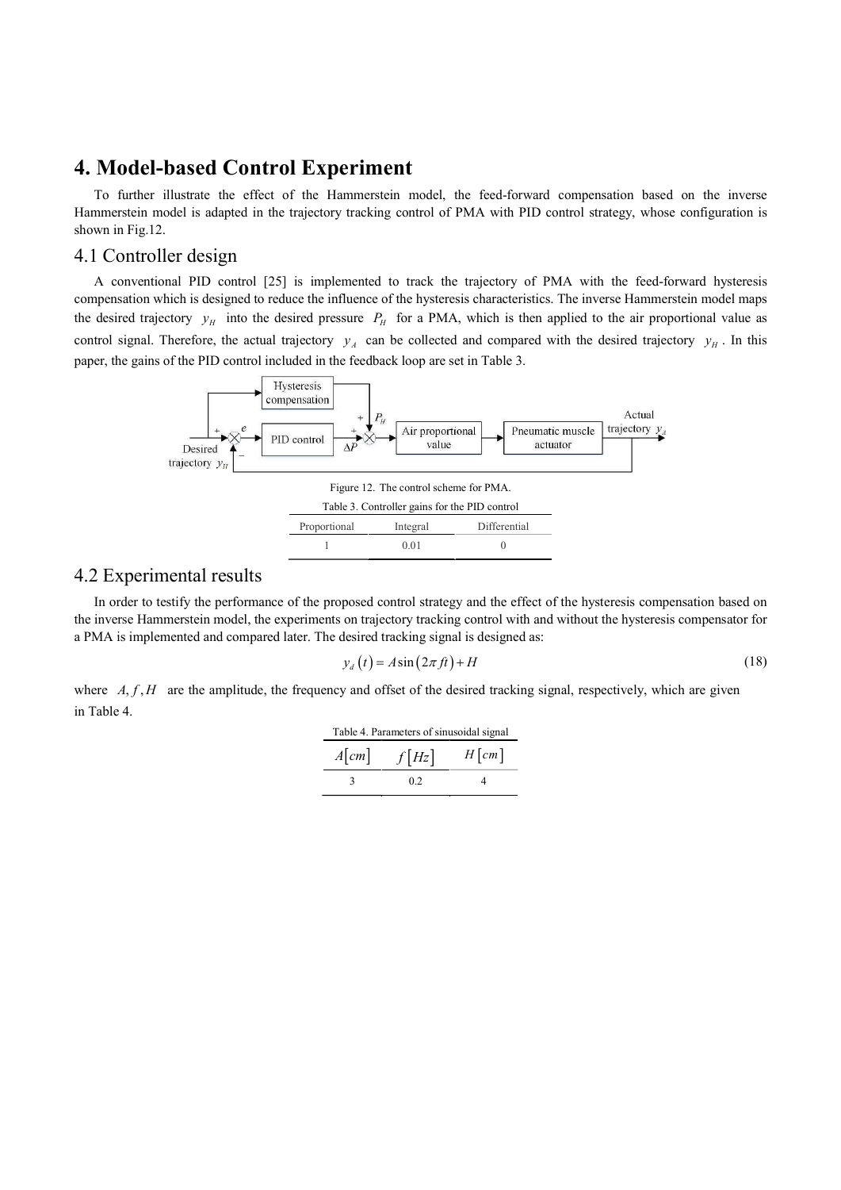# 4. Model-based Control Experiment

To further illustrate the effect of the Hammerstein model, the feed-forward compensation based on the inverse Hammerstein model is adapted in the trajectory tracking control of PMA with PID control strategy, whose configuration is shown in Fig.12.

## 4.1 Controller design

A conventional PID control [25] is implemented to track the trajectory of PMA with the feed-forward hysteresis compensation which is designed to reduce the influence of the hysteresis characteristics. The inverse Hammerstein model maps the desired trajectory $y_H$ into the desired pressure $P_H$ for a PMA, which is then applied to the air proportional value as control signal. Therefore, the actual trajectory $y_A$ can be collected and compared with the desired trajectory $y_H$. In this paper, the gains of the PID control included in the feedback loop are set in Table 3.

Figure 12. The control scheme for PMA.

Table 3. Controller gains for the PID control

| Proportional | Integral | Differential |
|---|---|---|
| 1 | 0.01 | 0 |

## 4.2 Experimental results

In order to testify the performance of the proposed control strategy and the effect of the hysteresis compensation based on the inverse Hammerstein model, the experiments on trajectory tracking control with and without the hysteresis compensator for a PMA is implemented and compared later. The desired tracking signal is designed as:

$$y_d(t) = A\sin(2\pi ft) + H \tag{18}$$

where $A, f, H$ are the amplitude, the frequency and offset of the desired tracking signal, respectively, which are given in Table 4.

Table 4. Parameters of sinusoidal signal

| $A[cm]$ | $f[Hz]$ | $H[cm]$ |
|---|---|---|
| 3 | 0.2 | 4 |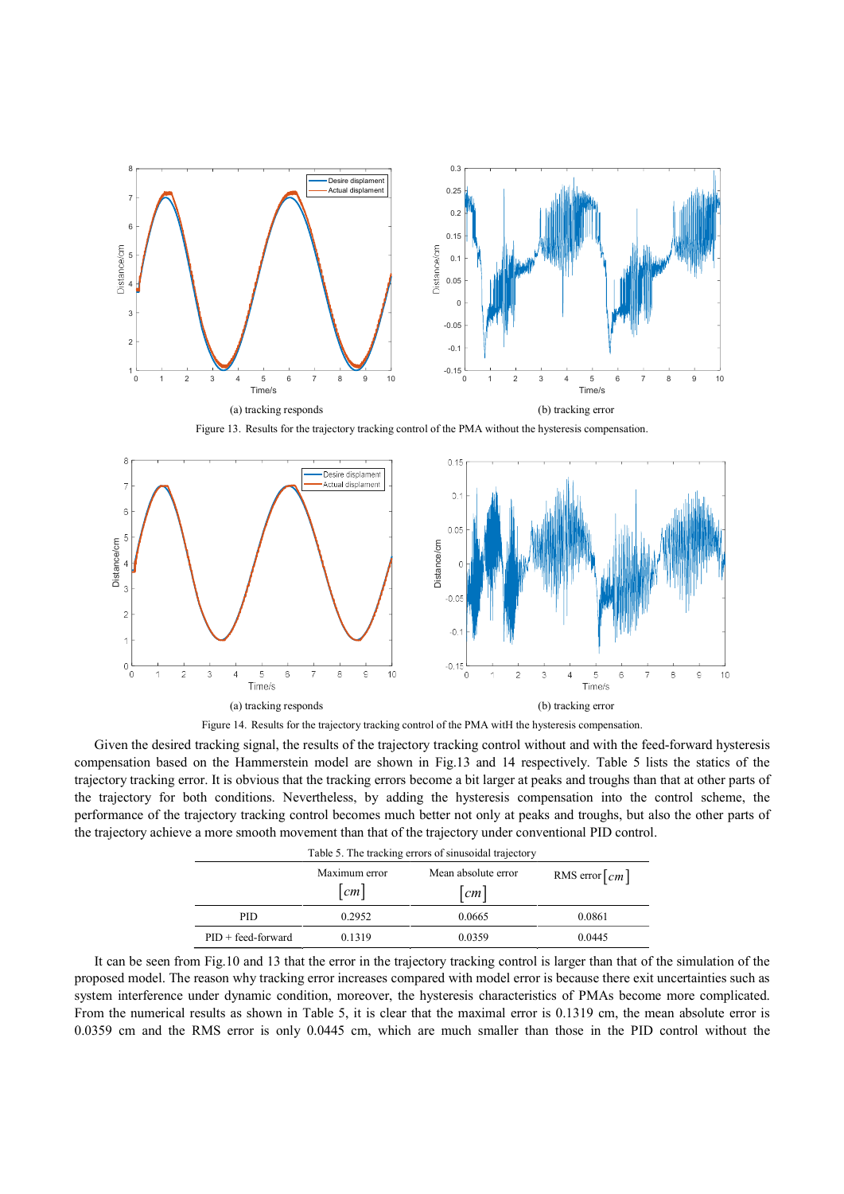(a) tracking responds

(b) tracking error

Figure 13. Results for the trajectory tracking control of the PMA without the hysteresis compensation.

(a) tracking responds

(b) tracking error

Figure 14. Results for the trajectory tracking control of the PMA witH the hysteresis compensation.

Given the desired tracking signal, the results of the trajectory tracking control without and with the feed-forward hysteresis compensation based on the Hammerstein model are shown in Fig.13 and 14 respectively. Table 5 lists the statics of the trajectory tracking error. It is obvious that the tracking errors become a bit larger at peaks and troughs than that at other parts of the trajectory for both conditions. Nevertheless, by adding the hysteresis compensation into the control scheme, the performance of the trajectory tracking control becomes much better not only at peaks and troughs, but also the other parts of the trajectory achieve a more smooth movement than that of the trajectory under conventional PID control.

Table 5. The tracking errors of sinusoidal trajectory

| | Maximum error $[cm]$ | Mean absolute error $[cm]$ | RMS error $[cm]$ |
|---|---|---|---|
| PID | 0.2952 | 0.0665 | 0.0861 |
| PID + feed-forward | 0.1319 | 0.0359 | 0.0445 |

It can be seen from Fig.10 and 13 that the error in the trajectory tracking control is larger than that of the simulation of the proposed model. The reason why tracking error increases compared with model error is because there exit uncertainties such as system interference under dynamic condition, moreover, the hysteresis characteristics of PMAs become more complicated. From the numerical results as shown in Table 5, it is clear that the maximal error is 0.1319 cm, the mean absolute error is 0.0359 cm and the RMS error is only 0.0445 cm, which are much smaller than those in the PID control without the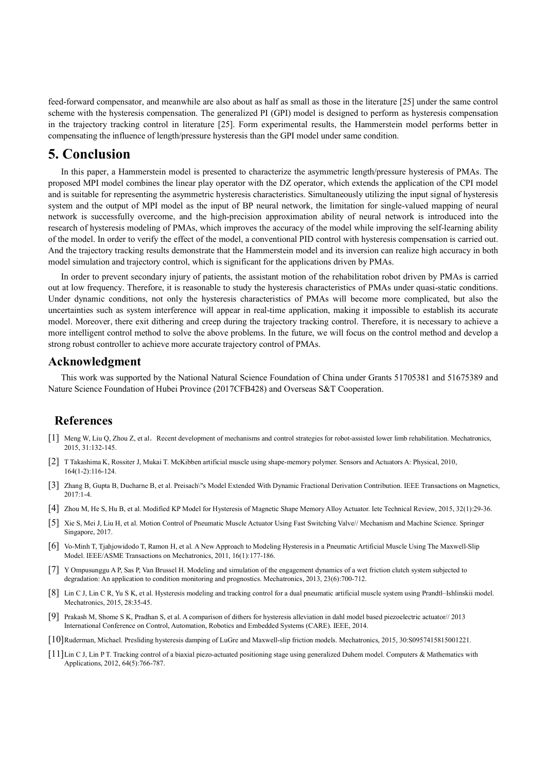feed-forward compensator, and meanwhile are also about as half as small as those in the literature [25] under the same control scheme with the hysteresis compensation. The generalized PI (GPI) model is designed to perform as hysteresis compensation in the trajectory tracking control in literature [25]. Form experimental results, the Hammerstein model performs better in compensating the influence of length/pressure hysteresis than the GPI model under same condition.

# 5. Conclusion

In this paper, a Hammerstein model is presented to characterize the asymmetric length/pressure hysteresis of PMAs. The proposed MPI model combines the linear play operator with the DZ operator, which extends the application of the CPI model and is suitable for representing the asymmetric hysteresis characteristics. Simultaneously utilizing the input signal of hysteresis system and the output of MPI model as the input of BP neural network, the limitation for single-valued mapping of neural network is successfully overcome, and the high-precision approximation ability of neural network is introduced into the research of hysteresis modeling of PMAs, which improves the accuracy of the model while improving the self-learning ability of the model. In order to verify the effect of the model, a conventional PID control with hysteresis compensation is carried out. And the trajectory tracking results demonstrate that the Hammerstein model and its inversion can realize high accuracy in both model simulation and trajectory control, which is significant for the applications driven by PMAs.

In order to prevent secondary injury of patients, the assistant motion of the rehabilitation robot driven by PMAs is carried out at low frequency. Therefore, it is reasonable to study the hysteresis characteristics of PMAs under quasi-static conditions. Under dynamic conditions, not only the hysteresis characteristics of PMAs will become more complicated, but also the uncertainties such as system interference will appear in real-time application, making it impossible to establish its accurate model. Moreover, there exit dithering and creep during the trajectory tracking control. Therefore, it is necessary to achieve a more intelligent control method to solve the above problems. In the future, we will focus on the control method and develop a strong robust controller to achieve more accurate trajectory control of PMAs.

## Acknowledgment

This work was supported by the National Natural Science Foundation of China under Grants 51705381 and 51675389 and Nature Science Foundation of Hubei Province (2017CFB428) and Overseas S&T Cooperation.

## References

[1] Meng W, Liu Q, Zhou Z, et al．Recent development of mechanisms and control strategies for robot-assisted lower limb rehabilitation. Mechatronics, 2015, 31:132-145.

[2] T Takashima K, Rossiter J, Mukai T. McKibben artificial muscle using shape-memory polymer. Sensors and Actuators A: Physical, 2010, 164(1-2):116-124.

[3] Zhang B, Gupta B, Ducharne B, et al. Preisach\"s Model Extended With Dynamic Fractional Derivation Contribution. IEEE Transactions on Magnetics, 2017:1-4.

[4] Zhou M, He S, Hu B, et al. Modified KP Model for Hysteresis of Magnetic Shape Memory Alloy Actuator. Iete Technical Review, 2015, 32(1):29-36.

[5] Xie S, Mei J, Liu H, et al. Motion Control of Pneumatic Muscle Actuator Using Fast Switching Valve// Mechanism and Machine Science. Springer Singapore, 2017.

[6] Vo-Minh T, Tjahjowidodo T, Ramon H, et al. A New Approach to Modeling Hysteresis in a Pneumatic Artificial Muscle Using The Maxwell-Slip Model. IEEE/ASME Transactions on Mechatronics, 2011, 16(1):177-186.

[7] Y Ompusunggu A P, Sas P, Van Brussel H. Modeling and simulation of the engagement dynamics of a wet friction clutch system subjected to degradation: An application to condition monitoring and prognostics. Mechatronics, 2013, 23(6):700-712.

[8] Lin C J, Lin C R, Yu S K, et al. Hysteresis modeling and tracking control for a dual pneumatic artificial muscle system using Prandtl–Ishlinskii model. Mechatronics, 2015, 28:35-45.

[9] Prakash M, Shome S K, Pradhan S, et al. A comparison of dithers for hysteresis alleviation in dahl model based piezoelectric actuator// 2013 International Conference on Control, Automation, Robotics and Embedded Systems (CARE). IEEE, 2014.

[10] Ruderman, Michael. Presliding hysteresis damping of LuGre and Maxwell-slip friction models. Mechatronics, 2015, 30:S0957415815001221.

[11] Lin C J, Lin P T. Tracking control of a biaxial piezo-actuated positioning stage using generalized Duhem model. Computers & Mathematics with Applications, 2012, 64(5):766-787.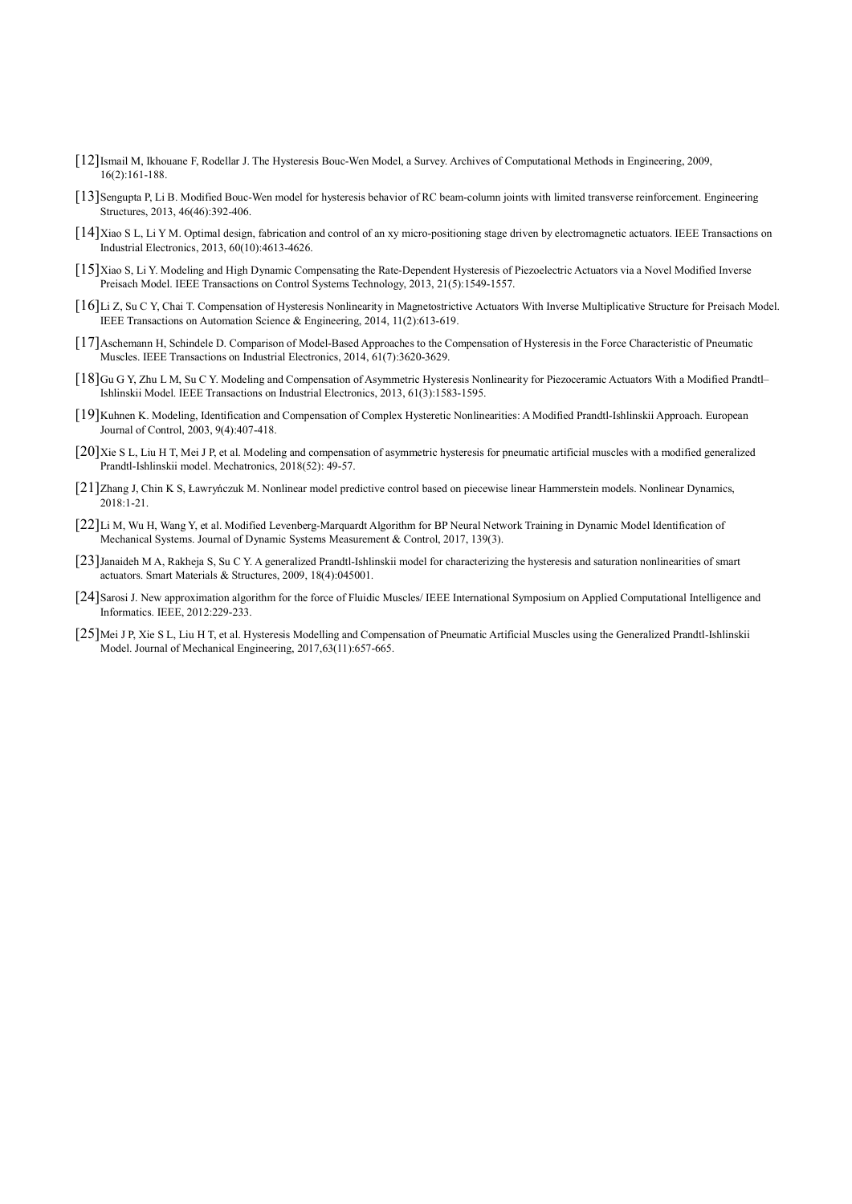[12] Ismail M, Ikhouane F, Rodellar J. The Hysteresis Bouc-Wen Model, a Survey. Archives of Computational Methods in Engineering, 2009, 16(2):161-188.

[13] Sengupta P, Li B. Modified Bouc-Wen model for hysteresis behavior of RC beam-column joints with limited transverse reinforcement. Engineering Structures, 2013, 46(46):392-406.

[14] Xiao S L, Li Y M. Optimal design, fabrication and control of an xy micro-positioning stage driven by electromagnetic actuators. IEEE Transactions on Industrial Electronics, 2013, 60(10):4613-4626.

[15] Xiao S, Li Y. Modeling and High Dynamic Compensating the Rate-Dependent Hysteresis of Piezoelectric Actuators via a Novel Modified Inverse Preisach Model. IEEE Transactions on Control Systems Technology, 2013, 21(5):1549-1557.

[16] Li Z, Su C Y, Chai T. Compensation of Hysteresis Nonlinearity in Magnetostrictive Actuators With Inverse Multiplicative Structure for Preisach Model. IEEE Transactions on Automation Science & Engineering, 2014, 11(2):613-619.

[17] Aschemann H, Schindele D. Comparison of Model-Based Approaches to the Compensation of Hysteresis in the Force Characteristic of Pneumatic Muscles. IEEE Transactions on Industrial Electronics, 2014, 61(7):3620-3629.

[18] Gu G Y, Zhu L M, Su C Y. Modeling and Compensation of Asymmetric Hysteresis Nonlinearity for Piezoceramic Actuators With a Modified Prandtl–Ishlinskii Model. IEEE Transactions on Industrial Electronics, 2013, 61(3):1583-1595.

[19] Kuhnen K. Modeling, Identification and Compensation of Complex Hysteretic Nonlinearities: A Modified Prandtl-Ishlinskii Approach. European Journal of Control, 2003, 9(4):407-418.

[20] Xie S L, Liu H T, Mei J P, et al. Modeling and compensation of asymmetric hysteresis for pneumatic artificial muscles with a modified generalized Prandtl-Ishlinskii model. Mechatronics, 2018(52): 49-57.

[21] Zhang J, Chin K S, Ławryńczuk M. Nonlinear model predictive control based on piecewise linear Hammerstein models. Nonlinear Dynamics, 2018:1-21.

[22] Li M, Wu H, Wang Y, et al. Modified Levenberg-Marquardt Algorithm for BP Neural Network Training in Dynamic Model Identification of Mechanical Systems. Journal of Dynamic Systems Measurement & Control, 2017, 139(3).

[23] Janaideh M A, Rakheja S, Su C Y. A generalized Prandtl-Ishlinskii model for characterizing the hysteresis and saturation nonlinearities of smart actuators. Smart Materials & Structures, 2009, 18(4):045001.

[24] Sarosi J. New approximation algorithm for the force of Fluidic Muscles/ IEEE International Symposium on Applied Computational Intelligence and Informatics. IEEE, 2012:229-233.

[25] Mei J P, Xie S L, Liu H T, et al. Hysteresis Modelling and Compensation of Pneumatic Artificial Muscles using the Generalized Prandtl-Ishlinskii Model. Journal of Mechanical Engineering, 2017,63(11):657-665.